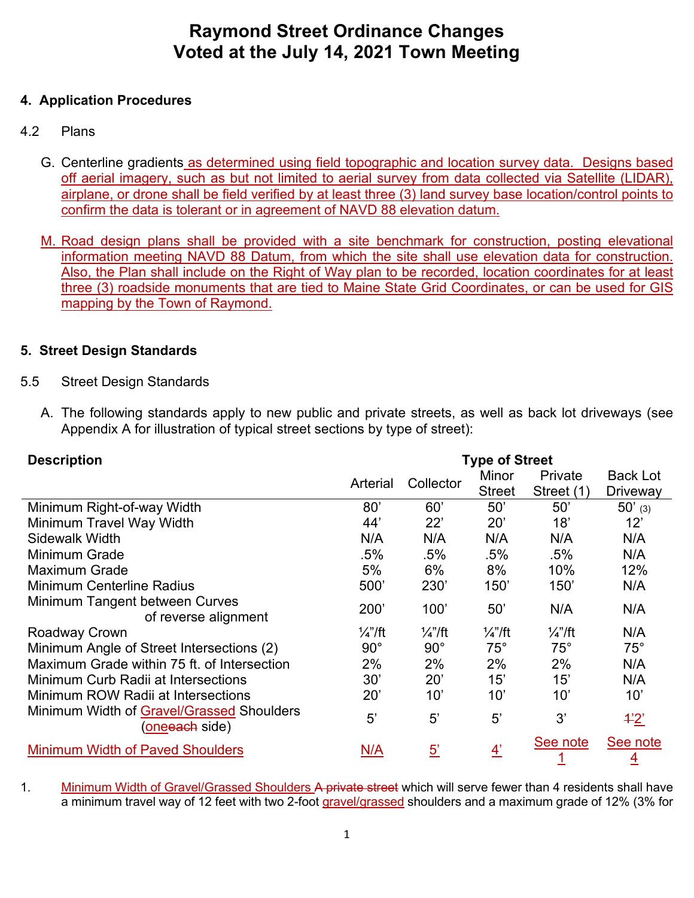# Raymond Street Ordinance Changes
# Voted at the July 14, 2021 Town Meeting

## 4. Application Procedures

4.2 Plans

G. Centerline gradients as determined using field topographic and location survey data. Designs based off aerial imagery, such as but not limited to aerial survey from data collected via Satellite (LIDAR), airplane, or drone shall be field verified by at least three (3) land survey base location/control points to confirm the data is tolerant or in agreement of NAVD 88 elevation datum.

M. Road design plans shall be provided with a site benchmark for construction, posting elevational information meeting NAVD 88 Datum, from which the site shall use elevation data for construction. Also, the Plan shall include on the Right of Way plan to be recorded, location coordinates for at least three (3) roadside monuments that are tied to Maine State Grid Coordinates, or can be used for GIS mapping by the Town of Raymond.

## 5. Street Design Standards

5.5 Street Design Standards

A. The following standards apply to new public and private streets, as well as back lot driveways (see Appendix A for illustration of typical street sections by type of street):

| Description | Type of Street | | | | |
|---|---|---|---|---|---|
| | Arterial | Collector | Minor Street | Private Street (1) | Back Lot Driveway |
| Minimum Right-of-way Width | 80’ | 60’ | 50’ | 50’ | 50’ (3) |
| Minimum Travel Way Width | 44’ | 22’ | 20’ | 18’ | 12’ |
| Sidewalk Width | N/A | N/A | N/A | N/A | N/A |
| Minimum Grade | .5% | .5% | .5% | .5% | N/A |
| Maximum Grade | 5% | 6% | 8% | 10% | 12% |
| Minimum Centerline Radius | 500’ | 230’ | 150’ | 150’ | N/A |
| Minimum Tangent between Curves of reverse alignment | 200’ | 100’ | 50’ | N/A | N/A |
| Roadway Crown | ¼”/ft | ¼”/ft | ¼”/ft | ¼”/ft | N/A |
| Minimum Angle of Street Intersections (2) | 90° | 90° | 75° | 75° | 75° |
| Maximum Grade within 75 ft. of Intersection | 2% | 2% | 2% | 2% | N/A |
| Minimum Curb Radii at Intersections | 30’ | 20’ | 15’ | 15’ | N/A |
| Minimum ROW Radii at Intersections | 20’ | 10’ | 10’ | 10’ | 10’ |
| Minimum Width of Gravel/Grassed Shoulders (oneeach side) | 5’ | 5’ | 5’ | 3’ | 1’2’ |
| Minimum Width of Paved Shoulders | N/A | 5’ | 4’ | See note 1 | See note 4 |

1. Minimum Width of Gravel/Grassed Shoulders A private street which will serve fewer than 4 residents shall have a minimum travel way of 12 feet with two 2-foot gravel/grassed shoulders and a maximum grade of 12% (3% for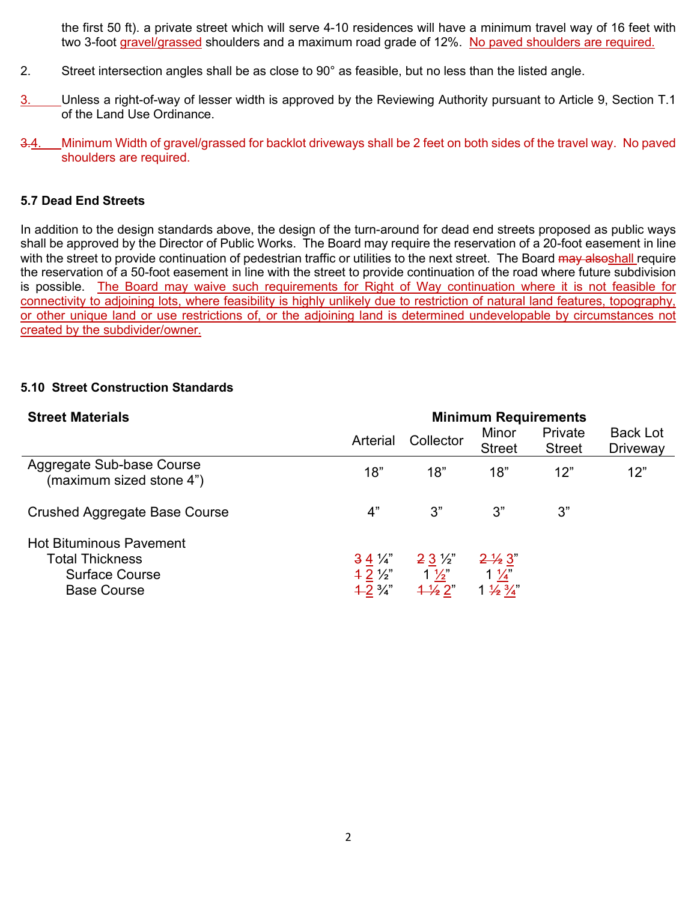the first 50 ft). a private street which will serve 4-10 residences will have a minimum travel way of 16 feet with two 3-foot gravel/grassed shoulders and a maximum road grade of 12%. No paved shoulders are required.

2. Street intersection angles shall be as close to 90° as feasible, but no less than the listed angle.

3. Unless a right-of-way of lesser width is approved by the Reviewing Authority pursuant to Article 9, Section T.1 of the Land Use Ordinance.

~~3.~~4. Minimum Width of gravel/grassed for backlot driveways shall be 2 feet on both sides of the travel way. No paved shoulders are required.

**5.7 Dead End Streets**

In addition to the design standards above, the design of the turn-around for dead end streets proposed as public ways shall be approved by the Director of Public Works. The Board may require the reservation of a 20-foot easement in line with the street to provide continuation of pedestrian traffic or utilities to the next street. The Board ~~may also~~shall require the reservation of a 50-foot easement in line with the street to provide continuation of the road where future subdivision is possible. The Board may waive such requirements for Right of Way continuation where it is not feasible for connectivity to adjoining lots, where feasibility is highly unlikely due to restriction of natural land features, topography, or other unique land or use restrictions of, or the adjoining land is determined undevelopable by circumstances not created by the subdivider/owner.

**5.10 Street Construction Standards**

| **Street Materials** | **Minimum Requirements** | | | | |
|---|---|---|---|---|---|
| | Arterial | Collector | Minor Street | Private Street | Back Lot Driveway |
| Aggregate Sub-base Course (maximum sized stone 4") | 18" | 18" | 18" | 12" | 12" |
| Crushed Aggregate Base Course | 4" | 3" | 3" | 3" | |
| Hot Bituminous Pavement | | | | | |
| Total Thickness | ~~3~~ 4 ¼" | ~~2~~ 3 ½" | ~~2 ½~~ 3" | | |
| Surface Course | ~~1~~ 2 ½" | 1 ½" | 1 ¼" | | |
| Base Course | ~~1~~ 2 ¾" | ~~1 ½~~ 2" | 1 ~~½~~ ¾" | | |